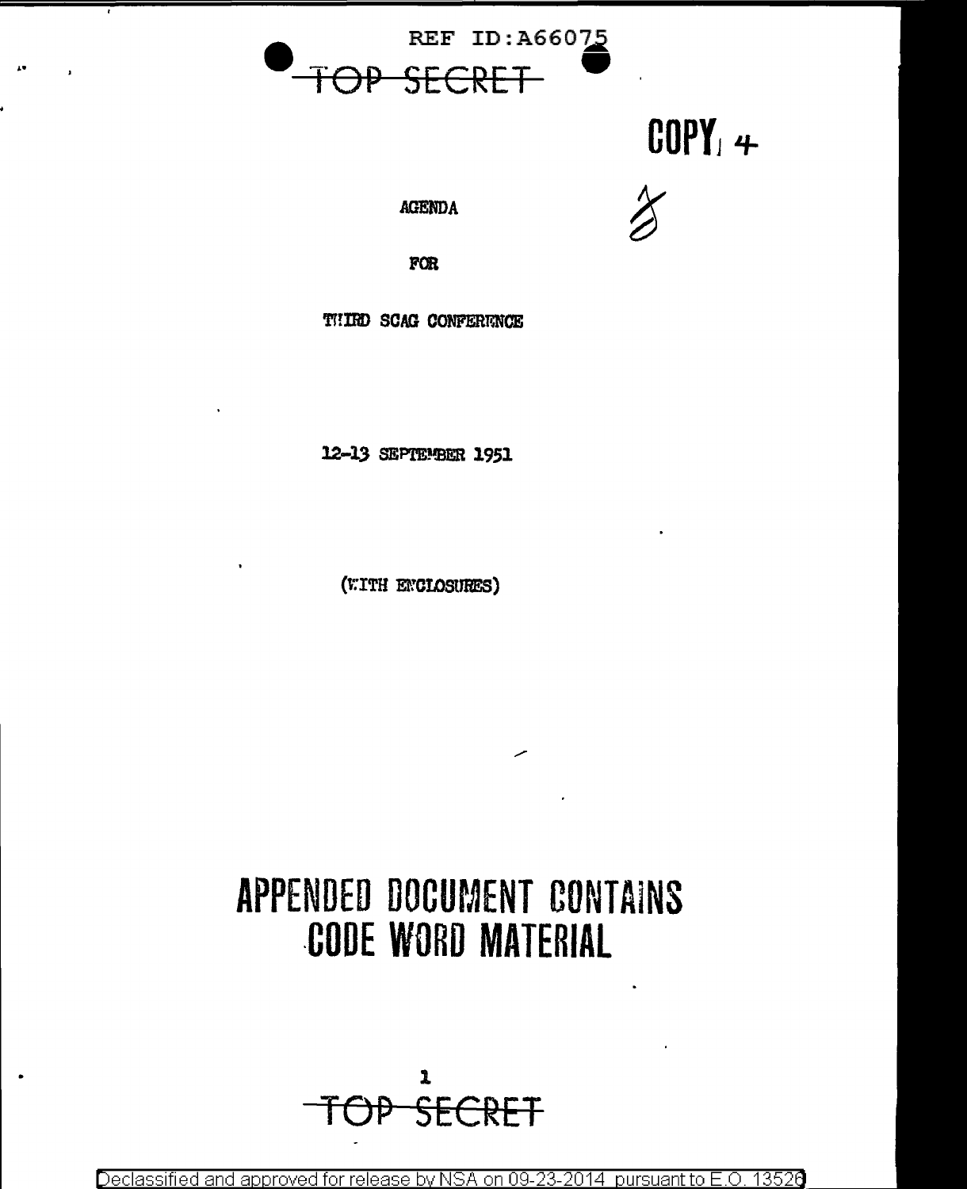REF ID:A66075

~~TOP SECRET~~

COPY 4

AGENDA

FOR

THIRD SCAG CONFERENCE

12-13 SEPTEMBER 1951

(WITH ENCLOSURES)

# APPENDED DOCUMENT CONTAINS CODE WORD MATERIAL

~~TOP SECRET~~

Declassified and approved for release by NSA on 09-23-2014 pursuant to E.O. 13526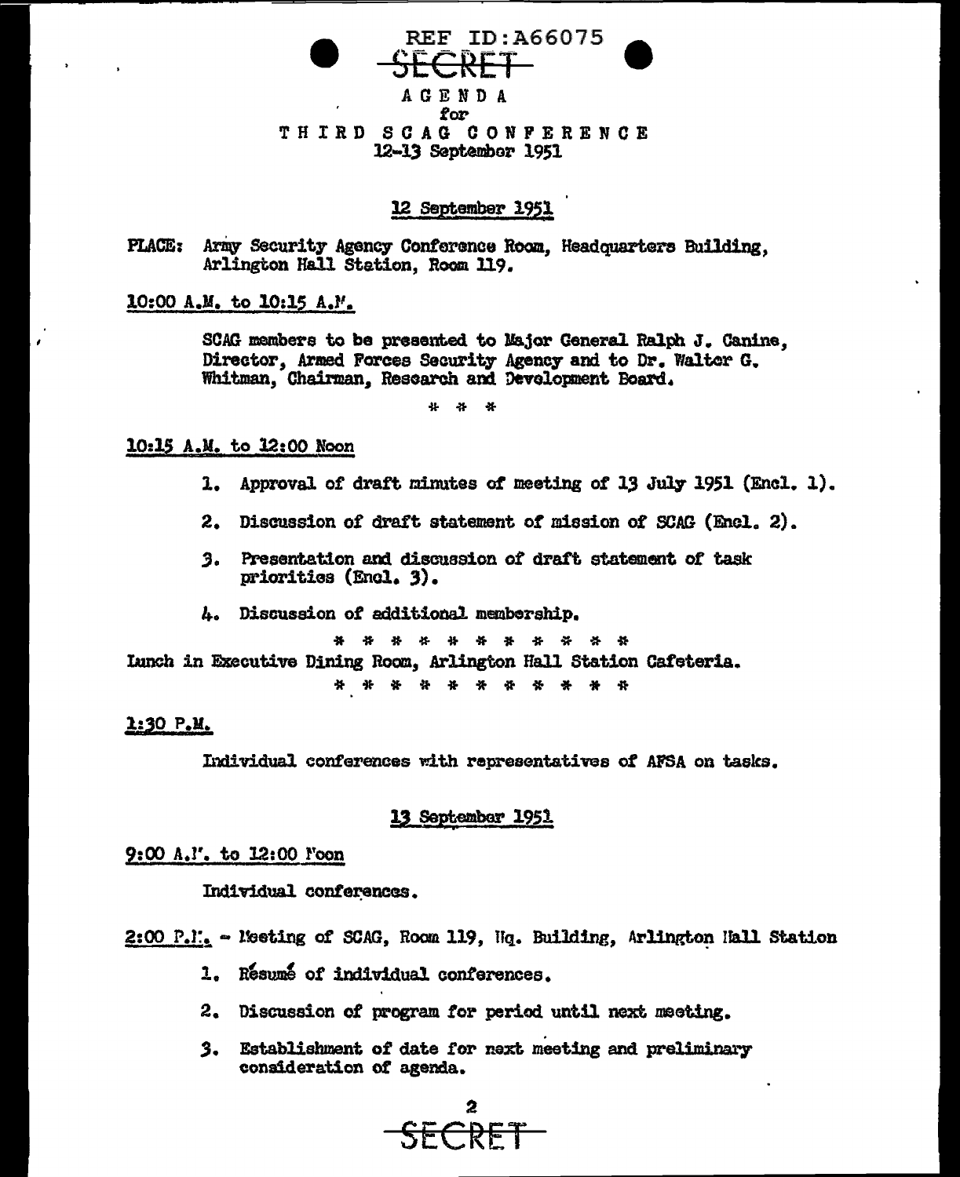REF ID:A66075

SECRET

# AGENDA
## for
# THIRD SCAG CONFERENCE
## 12-13 September 1951

### 12 September 1951

PLACE: Army Security Agency Conference Room, Headquarters Building, Arlington Hall Station, Room 119.

10:00 A.M. to 10:15 A.M.

SCAG members to be presented to Major General Ralph J. Canine, Director, Armed Forces Security Agency and to Dr. Walter G. Whitman, Chairman, Research and Development Board.

* * *

10:15 A.M. to 12:00 Noon

1. Approval of draft minutes of meeting of 13 July 1951 (Encl. 1).
2. Discussion of draft statement of mission of SCAG (Encl. 2).
3. Presentation and discussion of draft statement of task priorities (Encl. 3).
4. Discussion of additional membership.

* * * * * * * * * * *

Lunch in Executive Dining Room, Arlington Hall Station Cafeteria.

* * * * * * * * * * *

1:30 P.M.

Individual conferences with representatives of AFSA on tasks.

### 13 September 1951

9:00 A.M. to 12:00 Noon

Individual conferences.

2:00 P.M. - Meeting of SCAG, Room 119, Hq. Building, Arlington Hall Station

1. Résumé of individual conferences.
2. Discussion of program for period until next meeting.
3. Establishment of date for next meeting and preliminary consideration of agenda.

SECRET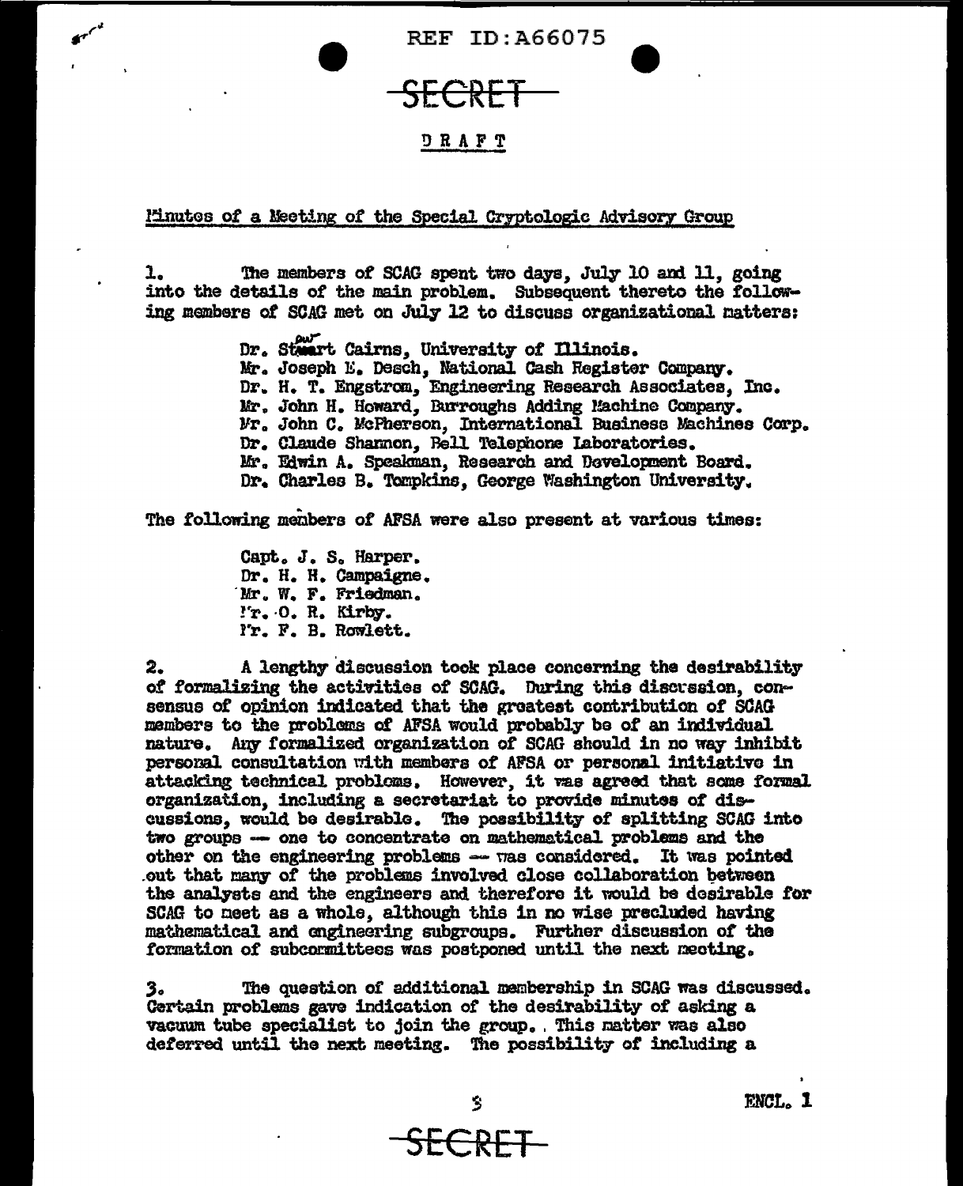REF ID:A66075

SECRET

DRAFT

Minutes of a Meeting of the Special Cryptologic Advisory Group

1. The members of SCAG spent two days, July 10 and 11, going into the details of the main problem. Subsequent thereto the following members of SCAG met on July 12 to discuss organizational matters:

> Dr. Stewart Cairns, University of Illinois.
> Mr. Joseph E. Desch, National Cash Register Company.
> Dr. H. T. Engstrom, Engineering Research Associates, Inc.
> Mr. John H. Howard, Burroughs Adding Machine Company.
> Mr. John C. McPherson, International Business Machines Corp.
> Dr. Claude Shannon, Bell Telephone Laboratories.
> Mr. Edwin A. Speakman, Research and Development Board.
> Dr. Charles B. Tompkins, George Washington University.

The following members of AFSA were also present at various times:

> Capt. J. S. Harper.
> Dr. H. H. Campaigne.
> Mr. W. F. Friedman.
> Mr. O. R. Kirby.
> Mr. F. B. Rowlett.

2. A lengthy discussion took place concerning the desirability of formalizing the activities of SCAG. During this discussion, consensus of opinion indicated that the greatest contribution of SCAG members to the problems of AFSA would probably be of an individual nature. Any formalized organization of SCAG should in no way inhibit personal consultation with members of AFSA or personal initiative in attacking technical problems. However, it was agreed that some formal organization, including a secretariat to provide minutes of discussions, would be desirable. The possibility of splitting SCAG into two groups -- one to concentrate on mathematical problems and the other on the engineering problems -- was considered. It was pointed out that many of the problems involved close collaboration between the analysts and the engineers and therefore it would be desirable for SCAG to meet as a whole, although this in no wise precluded having mathematical and engineering subgroups. Further discussion of the formation of subcommittees was postponed until the next meeting.

3. The question of additional membership in SCAG was discussed. Certain problems gave indication of the desirability of asking a vacuum tube specialist to join the group. This matter was also deferred until the next meeting. The possibility of including a

ENCL. 1

SECRET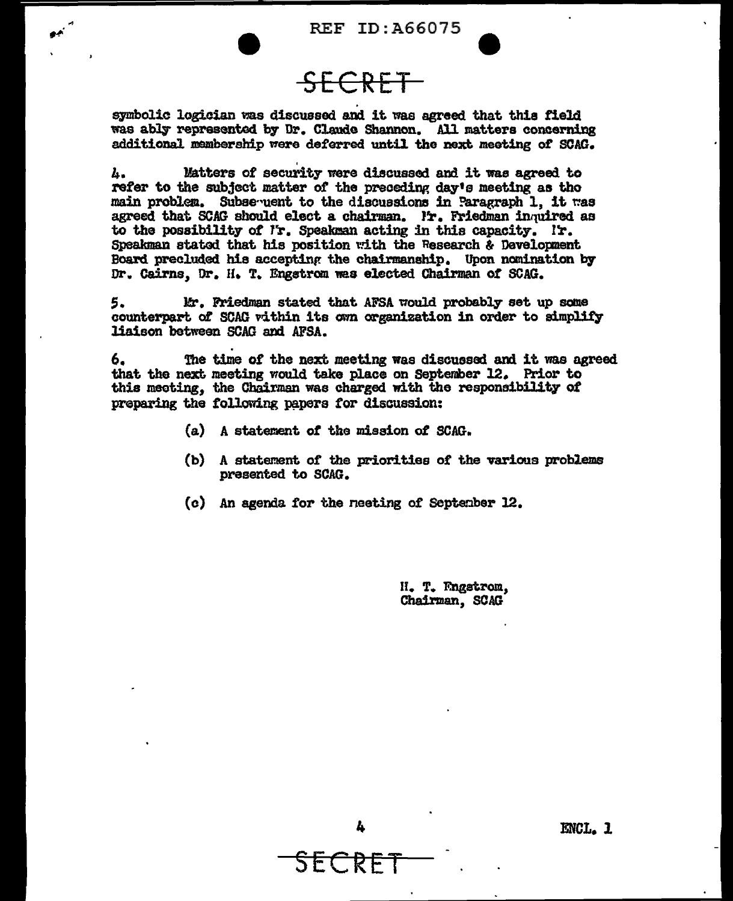SECRET

symbolic logician was discussed and it was agreed that this field was ably represented by Dr. Claude Shannon. All matters concerning additional membership were deferred until the next meeting of SCAG.

4. Matters of security were discussed and it was agreed to refer to the subject matter of the preceding day's meeting as the main problem. Subsequent to the discussions in Paragraph 1, it was agreed that SCAG should elect a chairman. Mr. Friedman inquired as to the possibility of Mr. Speakman acting in this capacity. Mr. Speakman stated that his position with the Research & Development Board precluded his accepting the chairmanship. Upon nomination by Dr. Cairns, Dr. H. T. Engstrom was elected Chairman of SCAG.

5. Mr. Friedman stated that AFSA would probably set up some counterpart of SCAG within its own organization in order to simplify liaison between SCAG and AFSA.

6. The time of the next meeting was discussed and it was agreed that the next meeting would take place on September 12. Prior to this meeting, the Chairman was charged with the responsibility of preparing the following papers for discussion:

(a) A statement of the mission of SCAG.

(b) A statement of the priorities of the various problems presented to SCAG.

(c) An agenda for the meeting of September 12.

H. T. Engstrom,
Chairman, SCAG

ENCL. 1

SECRET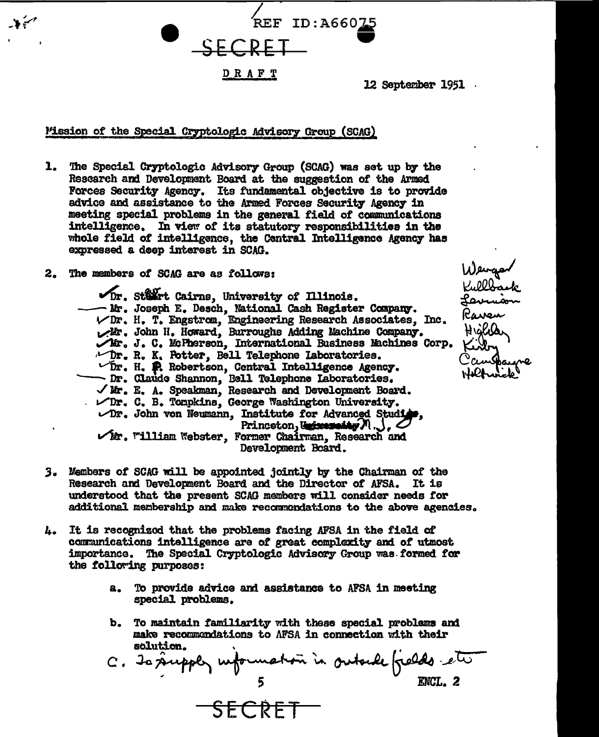REF ID:A66075

SECRET

DRAFT

12 September 1951

Mission of the Special Cryptologic Advisory Group (SCAG)

1. The Special Cryptologic Advisory Group (SCAG) was set up by the Research and Development Board at the suggestion of the Armed Forces Security Agency. Its fundamental objective is to provide advice and assistance to the Armed Forces Security Agency in meeting special problems in the general field of communications intelligence. In view of its statutory responsibilities in the whole field of intelligence, the Central Intelligence Agency has expressed a deep interest in SCAG.

2. The members of SCAG are as follows:

   ✓ Dr. Stewart Cairns, University of Illinois.
   — Mr. Joseph E. Desch, National Cash Register Company.
   ✓ Dr. H. T. Engstrom, Engineering Research Associates, Inc.
   ✓ Mr. John H. Howard, Burroughs Adding Machine Company.
   ✓ Mr. J. C. McPherson, International Business Machines Corp.
   ✓ Dr. R. K. Potter, Bell Telephone Laboratories.
   ✓ Dr. H. P. Robertson, Central Intelligence Agency.
   — Dr. Claude Shannon, Bell Telephone Laboratories.
   ✓ Mr. E. A. Speakman, Research and Development Board.
   ✓ Dr. C. B. Tompkins, George Washington University.
   ✓ Dr. John von Neumann, Institute for Advanced Studies, Princeton, ~~University~~ N. J.
   ✓ Mr. William Webster, Former Chairman, Research and Development Board.

   *(handwritten in margin:)* Wenger, Kullback, Levenson, Raven, Highley, Kirby, Campaigne, Holtwick

3. Members of SCAG will be appointed jointly by the Chairman of the Research and Development Board and the Director of AFSA. It is understood that the present SCAG members will consider needs for additional membership and make recommendations to the above agencies.

4. It is recognized that the problems facing AFSA in the field of communications intelligence are of great complexity and of utmost importance. The Special Cryptologic Advisory Group was formed for the following purposes:

   a. To provide advice and assistance to AFSA in meeting special problems.

   b. To maintain familiarity with these special problems and make recommendations to AFSA in connection with their solution.

   c. *(handwritten:)* To supply information in outside fields etc

ENCL. 2

SECRET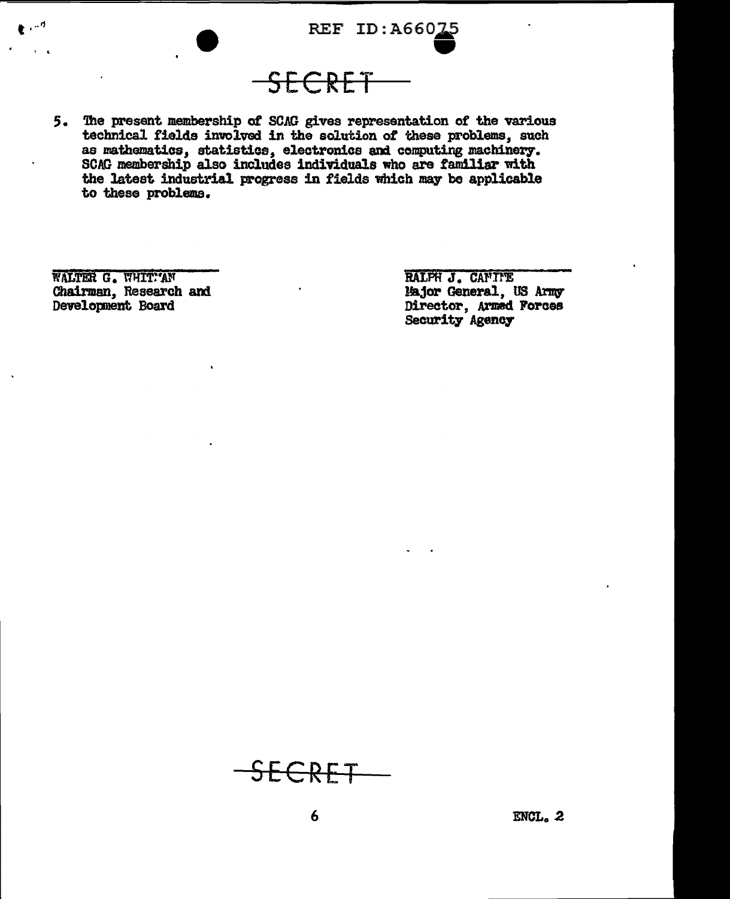SECRET

5. The present membership of SCAG gives representation of the various technical fields involved in the solution of these problems, such as mathematics, statistics, electronics and computing machinery. SCAG membership also includes individuals who are familiar with the latest industrial progress in fields which may be applicable to these problems.

WALTER G. WHITMAN
Chairman, Research and Development Board

RALPH J. CANINE
Major General, US Army
Director, Armed Forces Security Agency

SECRET

ENCL. 2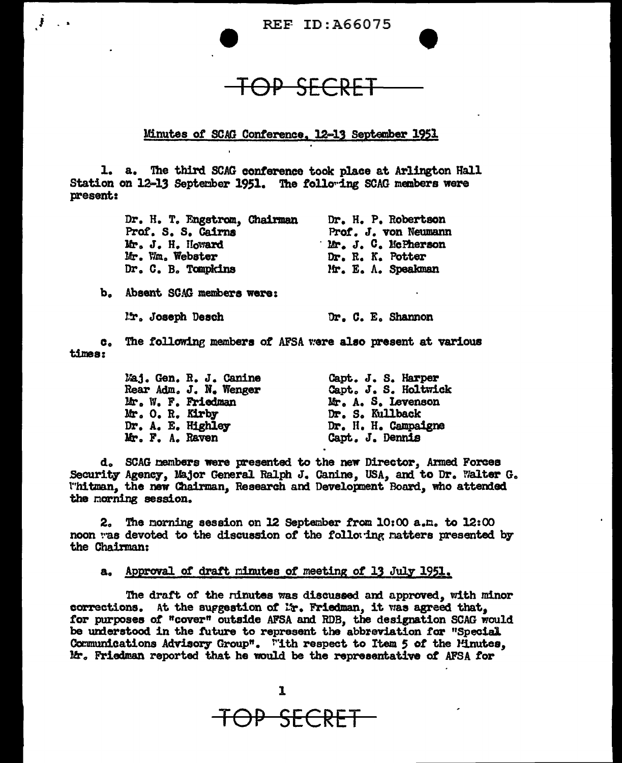REF ID:A66075

TOP SECRET

Minutes of SCAG Conference, 12-13 September 1951

1. a. The third SCAG conference took place at Arlington Hall Station on 12-13 September 1951. The following SCAG members were present:

Dr. H. T. Engstrom, Chairman
Prof. S. S. Cairns
Mr. J. H. Howard
Mr. Wm. Webster
Dr. C. B. Tompkins
Dr. H. P. Robertson
Prof. J. von Neumann
Mr. J. C. McPherson
Dr. R. K. Potter
Mr. E. A. Speakman

b. Absent SCAG members were:

Mr. Joseph Desch
Dr. C. E. Shannon

c. The following members of AFSA were also present at various times:

Maj. Gen. R. J. Canine
Rear Adm. J. N. Wenger
Mr. W. F. Friedman
Mr. O. R. Kirby
Dr. A. E. Highley
Mr. F. A. Raven
Capt. J. S. Harper
Capt. J. S. Holtwick
Mr. A. S. Levenson
Dr. S. Kullback
Dr. H. H. Campaigne
Capt. J. Dennis

d. SCAG members were presented to the new Director, Armed Forces Security Agency, Major General Ralph J. Canine, USA, and to Dr. Walter G. Whitman, the new Chairman, Research and Development Board, who attended the morning session.

2. The morning session on 12 September from 10:00 a.m. to 12:00 noon was devoted to the discussion of the following matters presented by the Chairman:

a. Approval of draft minutes of meeting of 13 July 1951.

The draft of the minutes was discussed and approved, with minor corrections. At the suggestion of Mr. Friedman, it was agreed that, for purposes of "cover" outside AFSA and RDB, the designation SCAG would be understood in the future to represent the abbreviation for "Special Communications Advisory Group". With respect to Item 5 of the Minutes, Mr. Friedman reported that he would be the representative of AFSA for

TOP SECRET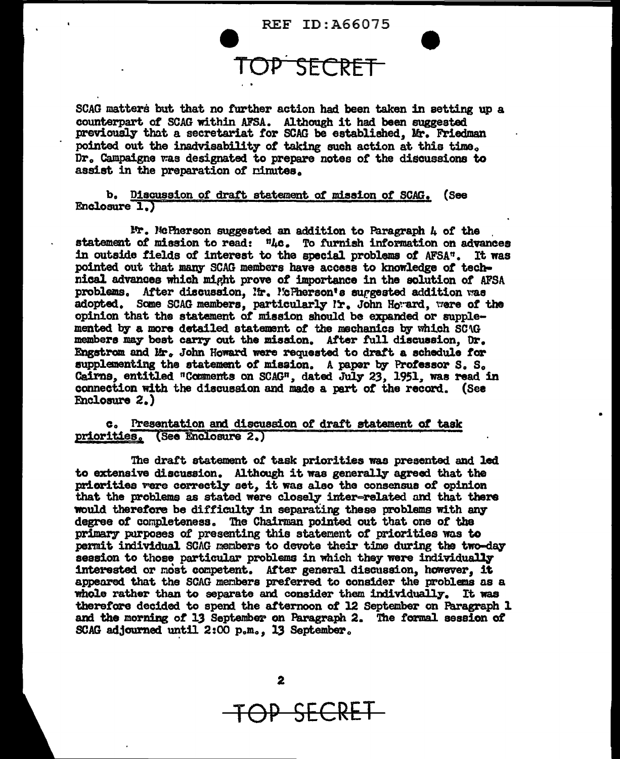SCAG matters but that no further action had been taken in setting up a counterpart of SCAG within AFSA. Although it had been suggested previously that a secretariat for SCAG be established, Mr. Friedman pointed out the inadvisability of taking such action at this time. Dr. Campaigne was designated to prepare notes of the discussions to assist in the preparation of minutes.

b. Discussion of draft statement of mission of SCAG. (See Enclosure 1.)

Mr. McPherson suggested an addition to Paragraph 4 of the statement of mission to read: "4c. To furnish information on advances in outside fields of interest to the special problems of AFSA". It was pointed out that many SCAG members have access to knowledge of technical advances which might prove of importance in the solution of AFSA problems. After discussion, Mr. McPherson's suggested addition was adopted. Some SCAG members, particularly Mr. John Howard, were of the opinion that the statement of mission should be expanded or supplemented by a more detailed statement of the mechanics by which SCAG members may best carry out the mission. After full discussion, Dr. Engstrom and Mr. John Howard were requested to draft a schedule for supplementing the statement of mission. A paper by Professor S. S. Cairns, entitled "Comments on SCAG", dated July 23, 1951, was read in connection with the discussion and made a part of the record. (See Enclosure 2.)

c. Presentation and discussion of draft statement of task priorities. (See Enclosure 2.)

The draft statement of task priorities was presented and led to extensive discussion. Although it was generally agreed that the priorities were correctly set, it was also the consensus of opinion that the problems as stated were closely inter-related and that there would therefore be difficulty in separating these problems with any degree of completeness. The Chairman pointed out that one of the primary purposes of presenting this statement of priorities was to permit individual SCAG members to devote their time during the two-day session to those particular problems in which they were individually interested or most competent. After general discussion, however, it appeared that the SCAG members preferred to consider the problems as a whole rather than to separate and consider them individually. It was therefore decided to spend the afternoon of 12 September on Paragraph 1 and the morning of 13 September on Paragraph 2. The formal session of SCAG adjourned until 2:00 p.m., 13 September.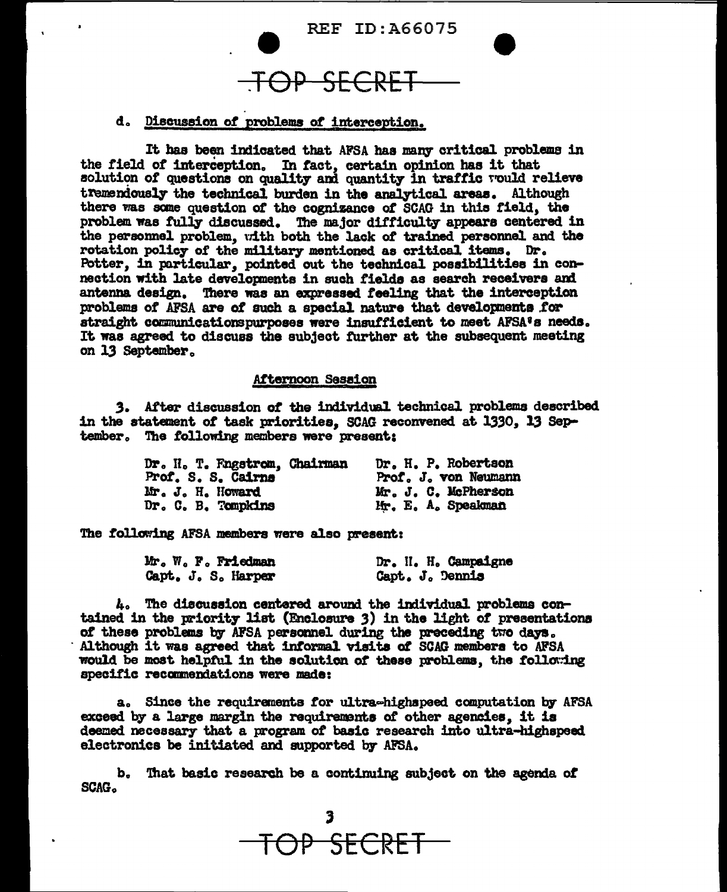REF ID:A66075

TOP SECRET

d. Discussion of problems of interception.

It has been indicated that AFSA has many critical problems in the field of interception. In fact, certain opinion has it that solution of questions on quality and quantity in traffic would relieve tremendously the technical burden in the analytical areas. Although there was some question of the cognizance of SCAG in this field, the problem was fully discussed. The major difficulty appears centered in the personnel problem, with both the lack of trained personnel and the rotation policy of the military mentioned as critical items. Dr. Potter, in particular, pointed out the technical possibilities in connection with late developments in such fields as search receivers and antenna design. There was an expressed feeling that the interception problems of AFSA are of such a special nature that developments for straight communicationspurposes were insufficient to meet AFSA's needs. It was agreed to discuss the subject further at the subsequent meeting on 13 September.

## Afternoon Session

3. After discussion of the individual technical problems described in the statement of task priorities, SCAG reconvened at 1330, 13 September. The following members were present:

| | |
|---|---|
| Dr. H. T. Engstrom, Chairman | Dr. H. P. Robertson |
| Prof. S. S. Cairns | Prof. J. von Neumann |
| Mr. J. H. Howard | Mr. J. C. McPherson |
| Dr. C. B. Tompkins | Mr. E. A. Speakman |

The following AFSA members were also present:

| | |
|---|---|
| Mr. W. F. Friedman | Dr. H. H. Campaigne |
| Capt. J. S. Harper | Capt. J. Dennis |

4. The discussion centered around the individual problems contained in the priority list (Enclosure 3) in the light of presentations of these problems by AFSA personnel during the preceding two days. Although it was agreed that informal visits of SCAG members to AFSA would be most helpful in the solution of these problems, the following specific recommendations were made:

a. Since the requirements for ultra-highspeed computation by AFSA exceed by a large margin the requirements of other agencies, it is deemed necessary that a program of basic research into ultra-highspeed electronics be initiated and supported by AFSA.

b. That basic research be a continuing subject on the agenda of SCAG.

TOP SECRET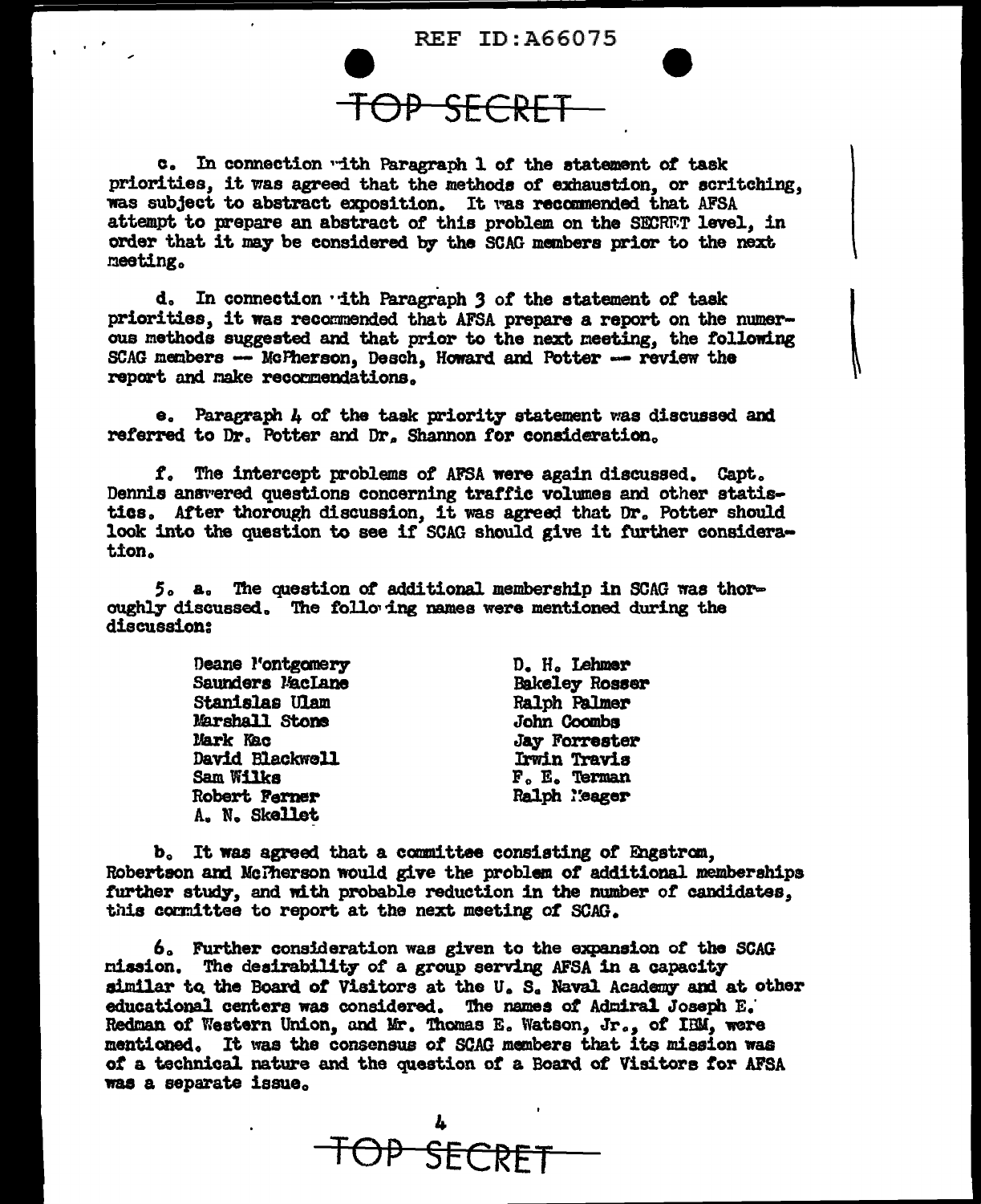c. In connection with Paragraph 1 of the statement of task priorities, it was agreed that the methods of exhaustion, or scritching, was subject to abstract exposition. It was recommended that AFSA attempt to prepare an abstract of this problem on the SECRET level, in order that it may be considered by the SCAG members prior to the next meeting.

d. In connection with Paragraph 3 of the statement of task priorities, it was recommended that AFSA prepare a report on the numerous methods suggested and that prior to the next meeting, the following SCAG members -- McPherson, Desch, Howard and Potter -- review the report and make recommendations.

e. Paragraph 4 of the task priority statement was discussed and referred to Dr. Potter and Dr. Shannon for consideration.

f. The intercept problems of AFSA were again discussed. Capt. Dennis answered questions concerning traffic volumes and other statistics. After thorough discussion, it was agreed that Dr. Potter should look into the question to see if SCAG should give it further consideration.

5. a. The question of additional membership in SCAG was thoroughly discussed. The following names were mentioned during the discussion:

Deane Montgomery
Saunders MacLane
Stanislas Ulam
Marshall Stone
Mark Kac
David Blackwell
Sam Wilks
Robert Ferner
A. N. Skellet
D. H. Lehmer
Bakeley Rosser
Ralph Palmer
John Coombs
Jay Forrester
Irwin Travis
F. E. Terman
Ralph Meager

b. It was agreed that a committee consisting of Engstrom, Robertson and McPherson would give the problem of additional memberships further study, and with probable reduction in the number of candidates, this committee to report at the next meeting of SCAG.

6. Further consideration was given to the expansion of the SCAG mission. The desirability of a group serving AFSA in a capacity similar to the Board of Visitors at the U. S. Naval Academy and at other educational centers was considered. The names of Admiral Joseph E. Redman of Western Union, and Mr. Thomas E. Watson, Jr., of IBM, were mentioned. It was the consensus of SCAG members that its mission was of a technical nature and the question of a Board of Visitors for AFSA was a separate issue.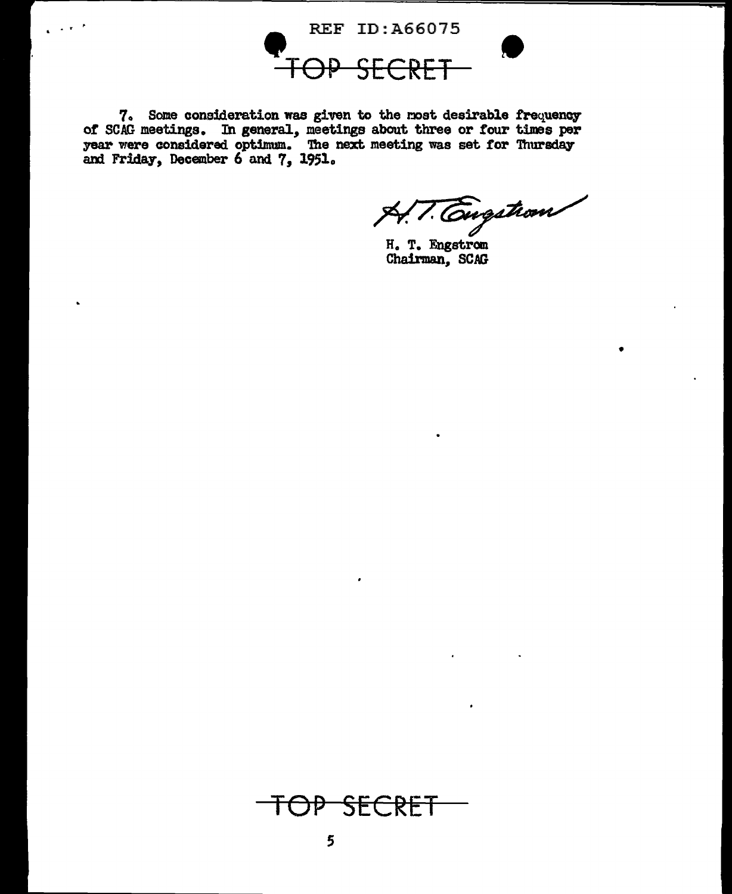REF ID:A66075

TOP SECRET

7. Some consideration was given to the most desirable frequency of SCAG meetings. In general, meetings about three or four times per year were considered optimum. The next meeting was set for Thursday and Friday, December 6 and 7, 1951.

H. T. Engstrom

H. T. Engstrom
Chairman, SCAG

TOP SECRET